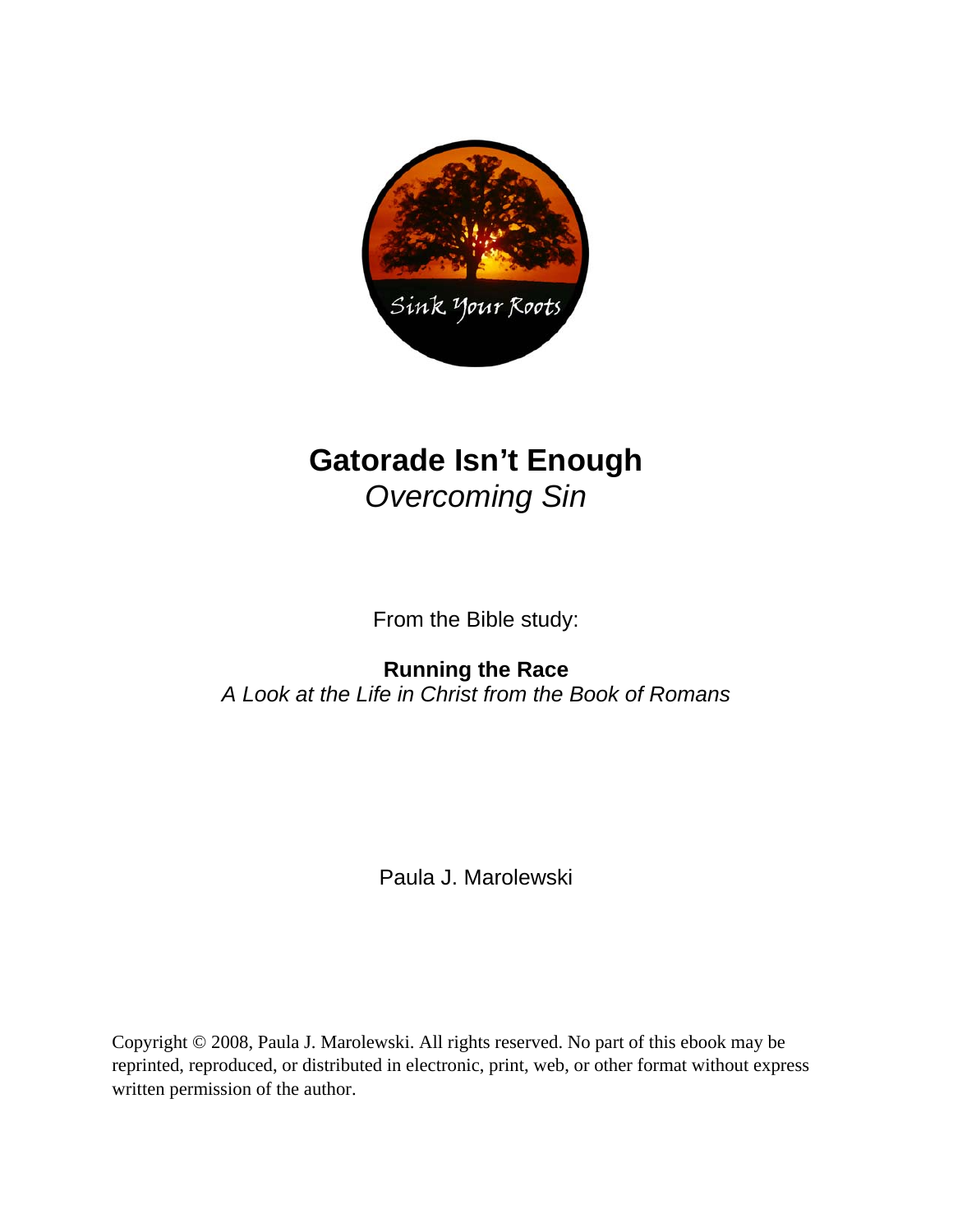Sink Your Roots

# Gatorade Isn't Enough

*Overcoming Sin*

From the Bible study:

**Running the Race**

*A Look at the Life in Christ from the Book of Romans*

Paula J. Marolewski

Copyright © 2008, Paula J. Marolewski. All rights reserved. No part of this ebook may be reprinted, reproduced, or distributed in electronic, print, web, or other format without express written permission of the author.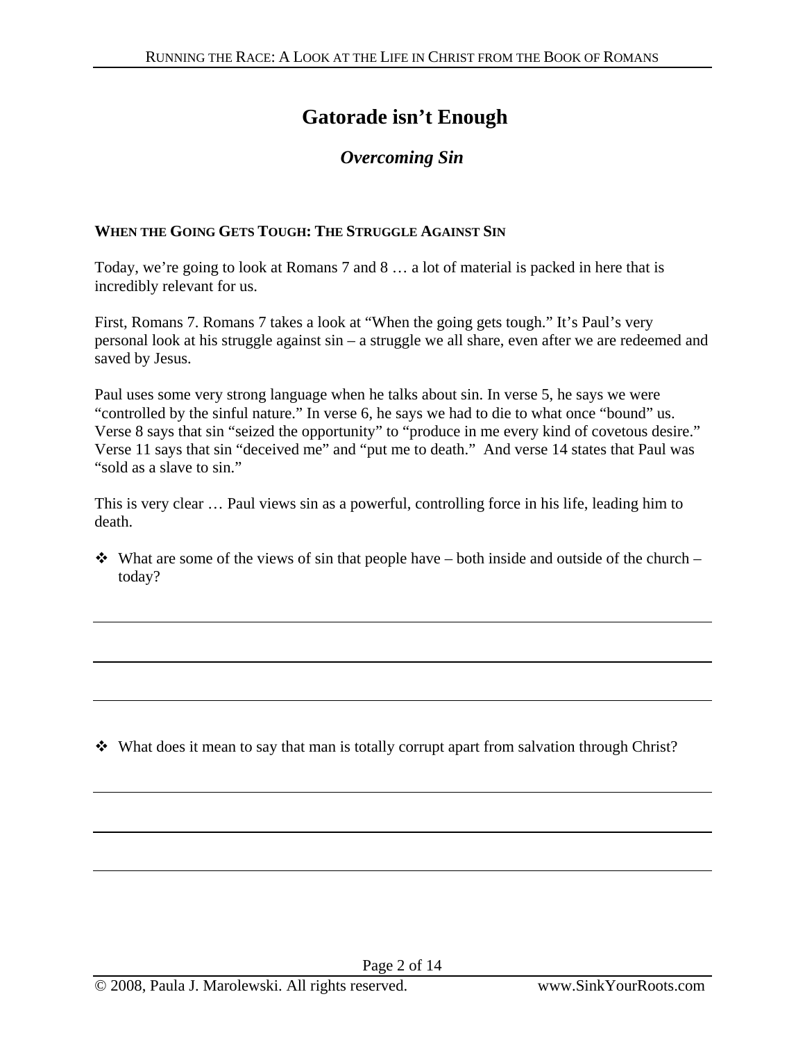# Gatorade isn't Enough

## *Overcoming Sin*

### WHEN THE GOING GETS TOUGH: THE STRUGGLE AGAINST SIN

Today, we're going to look at Romans 7 and 8 … a lot of material is packed in here that is incredibly relevant for us.

First, Romans 7. Romans 7 takes a look at "When the going gets tough." It's Paul's very personal look at his struggle against sin – a struggle we all share, even after we are redeemed and saved by Jesus.

Paul uses some very strong language when he talks about sin. In verse 5, he says we were "controlled by the sinful nature." In verse 6, he says we had to die to what once "bound" us. Verse 8 says that sin "seized the opportunity" to "produce in me every kind of covetous desire." Verse 11 says that sin "deceived me" and "put me to death." And verse 14 states that Paul was "sold as a slave to sin."

This is very clear … Paul views sin as a powerful, controlling force in his life, leading him to death.

- What are some of the views of sin that people have – both inside and outside of the church – today?

---

---

---

- What does it mean to say that man is totally corrupt apart from salvation through Christ?

---

---

---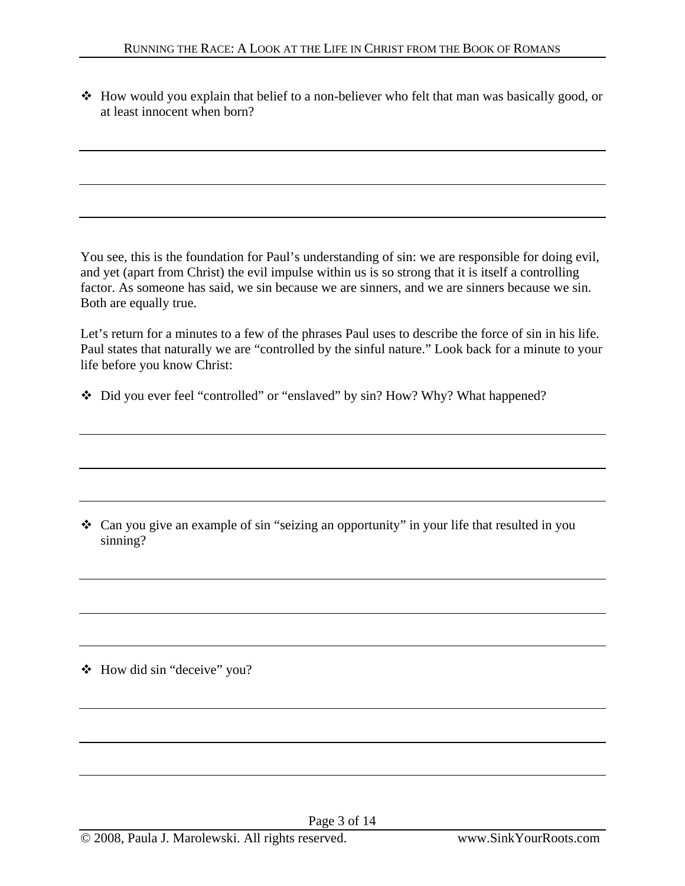- How would you explain that belief to a non-believer who felt that man was basically good, or at least innocent when born?

You see, this is the foundation for Paul's understanding of sin: we are responsible for doing evil, and yet (apart from Christ) the evil impulse within us is so strong that it is itself a controlling factor. As someone has said, we sin because we are sinners, and we are sinners because we sin. Both are equally true.

Let's return for a minutes to a few of the phrases Paul uses to describe the force of sin in his life. Paul states that naturally we are "controlled by the sinful nature." Look back for a minute to your life before you know Christ:

- Did you ever feel "controlled" or "enslaved" by sin? How? Why? What happened?

- Can you give an example of sin "seizing an opportunity" in your life that resulted in you sinning?

- How did sin "deceive" you?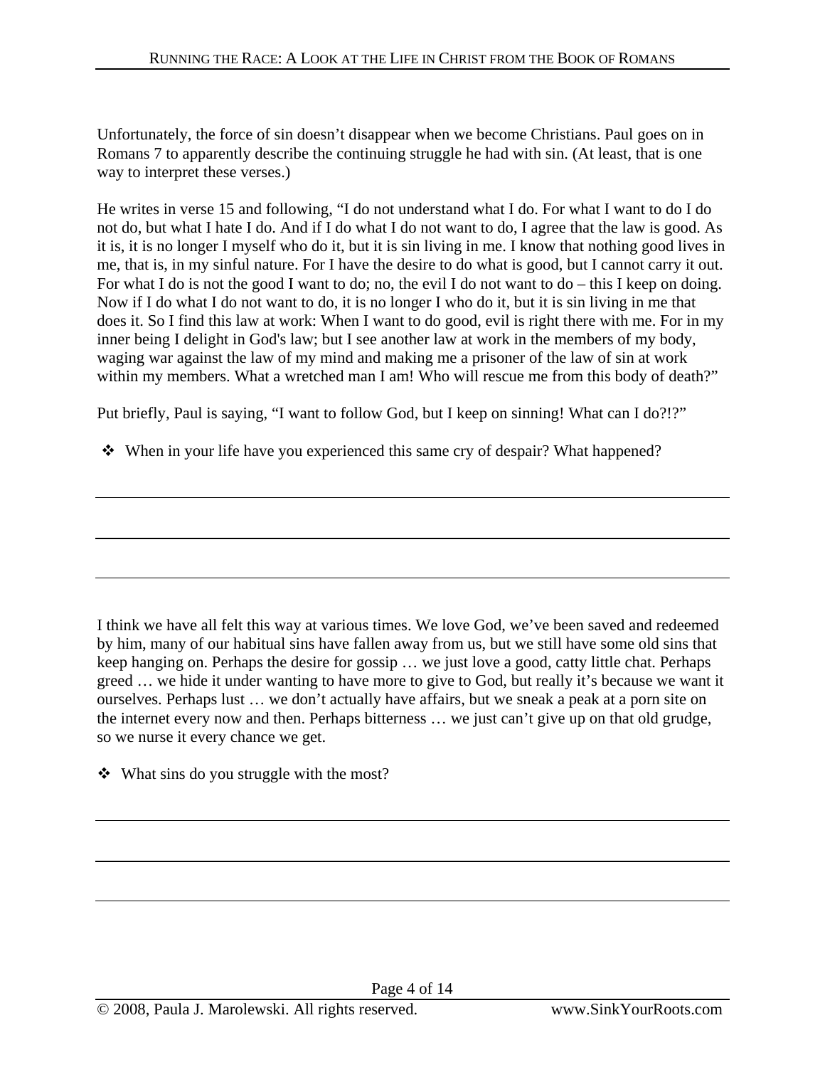Unfortunately, the force of sin doesn't disappear when we become Christians. Paul goes on in Romans 7 to apparently describe the continuing struggle he had with sin. (At least, that is one way to interpret these verses.)

He writes in verse 15 and following, "I do not understand what I do. For what I want to do I do not do, but what I hate I do. And if I do what I do not want to do, I agree that the law is good. As it is, it is no longer I myself who do it, but it is sin living in me. I know that nothing good lives in me, that is, in my sinful nature. For I have the desire to do what is good, but I cannot carry it out. For what I do is not the good I want to do; no, the evil I do not want to do – this I keep on doing. Now if I do what I do not want to do, it is no longer I who do it, but it is sin living in me that does it. So I find this law at work: When I want to do good, evil is right there with me. For in my inner being I delight in God's law; but I see another law at work in the members of my body, waging war against the law of my mind and making me a prisoner of the law of sin at work within my members. What a wretched man I am! Who will rescue me from this body of death?"

Put briefly, Paul is saying, "I want to follow God, but I keep on sinning! What can I do?!?"

- When in your life have you experienced this same cry of despair? What happened?

______________________________________________________________________

______________________________________________________________________

______________________________________________________________________

I think we have all felt this way at various times. We love God, we've been saved and redeemed by him, many of our habitual sins have fallen away from us, but we still have some old sins that keep hanging on. Perhaps the desire for gossip … we just love a good, catty little chat. Perhaps greed … we hide it under wanting to have more to give to God, but really it's because we want it ourselves. Perhaps lust … we don't actually have affairs, but we sneak a peak at a porn site on the internet every now and then. Perhaps bitterness … we just can't give up on that old grudge, so we nurse it every chance we get.

- What sins do you struggle with the most?

______________________________________________________________________

______________________________________________________________________

______________________________________________________________________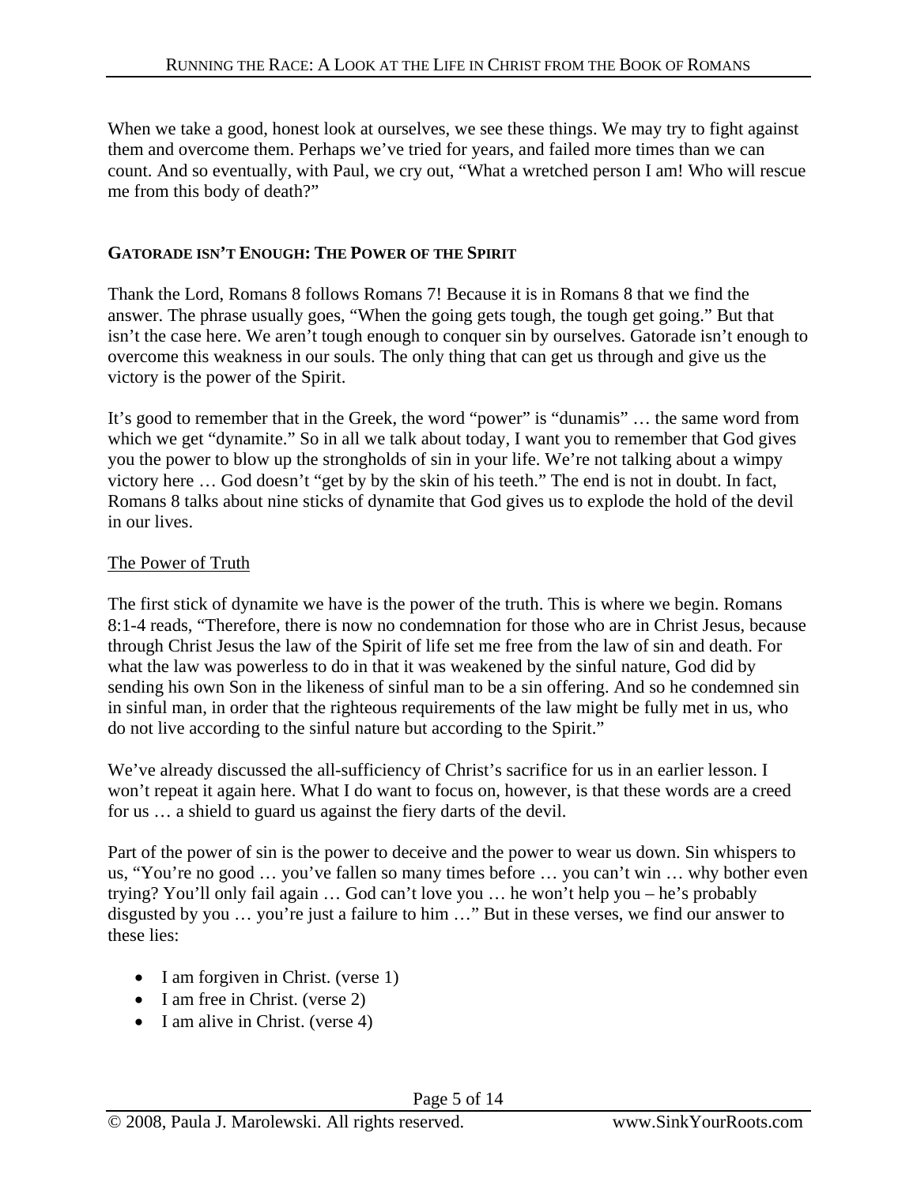When we take a good, honest look at ourselves, we see these things. We may try to fight against them and overcome them. Perhaps we've tried for years, and failed more times than we can count. And so eventually, with Paul, we cry out, "What a wretched person I am! Who will rescue me from this body of death?"

## GATORADE ISN'T ENOUGH: THE POWER OF THE SPIRIT

Thank the Lord, Romans 8 follows Romans 7! Because it is in Romans 8 that we find the answer. The phrase usually goes, "When the going gets tough, the tough get going." But that isn't the case here. We aren't tough enough to conquer sin by ourselves. Gatorade isn't enough to overcome this weakness in our souls. The only thing that can get us through and give us the victory is the power of the Spirit.

It's good to remember that in the Greek, the word "power" is "dunamis" … the same word from which we get "dynamite." So in all we talk about today, I want you to remember that God gives you the power to blow up the strongholds of sin in your life. We're not talking about a wimpy victory here … God doesn't "get by by the skin of his teeth." The end is not in doubt. In fact, Romans 8 talks about nine sticks of dynamite that God gives us to explode the hold of the devil in our lives.

### The Power of Truth

The first stick of dynamite we have is the power of the truth. This is where we begin. Romans 8:1-4 reads, "Therefore, there is now no condemnation for those who are in Christ Jesus, because through Christ Jesus the law of the Spirit of life set me free from the law of sin and death. For what the law was powerless to do in that it was weakened by the sinful nature, God did by sending his own Son in the likeness of sinful man to be a sin offering. And so he condemned sin in sinful man, in order that the righteous requirements of the law might be fully met in us, who do not live according to the sinful nature but according to the Spirit."

We've already discussed the all-sufficiency of Christ's sacrifice for us in an earlier lesson. I won't repeat it again here. What I do want to focus on, however, is that these words are a creed for us … a shield to guard us against the fiery darts of the devil.

Part of the power of sin is the power to deceive and the power to wear us down. Sin whispers to us, "You're no good … you've fallen so many times before … you can't win … why bother even trying? You'll only fail again … God can't love you … he won't help you – he's probably disgusted by you … you're just a failure to him …" But in these verses, we find our answer to these lies:

- I am forgiven in Christ. (verse 1)
- I am free in Christ. (verse 2)
- I am alive in Christ. (verse 4)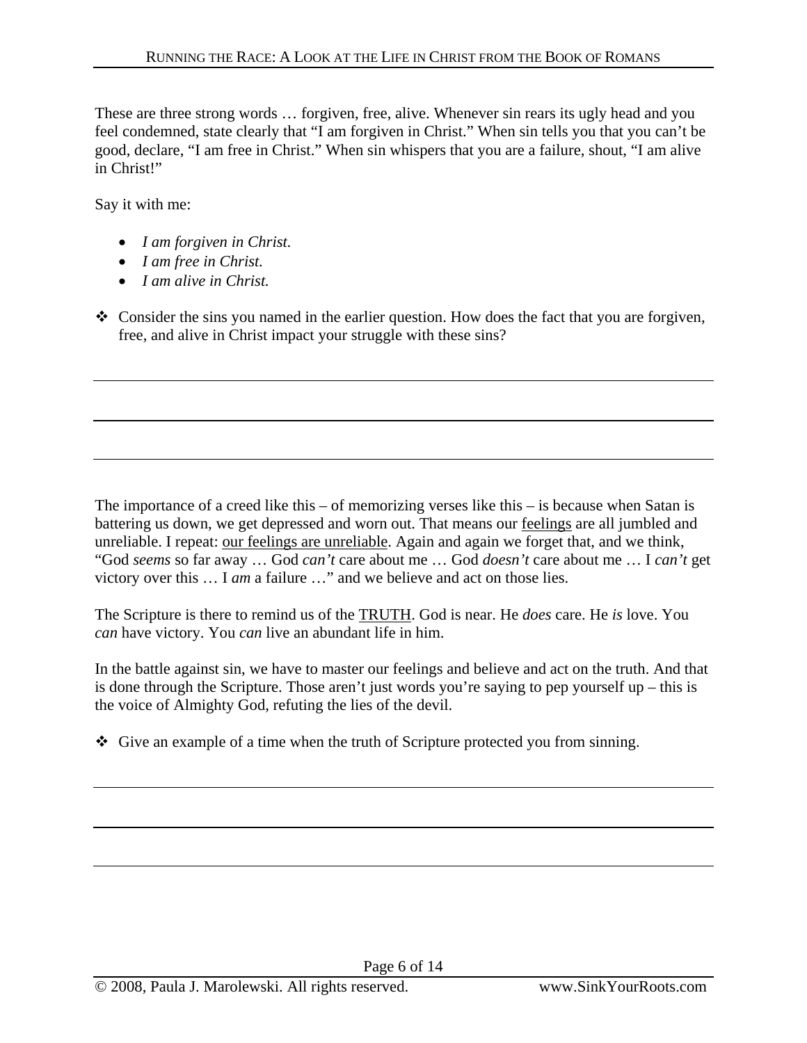These are three strong words … forgiven, free, alive. Whenever sin rears its ugly head and you feel condemned, state clearly that "I am forgiven in Christ." When sin tells you that you can't be good, declare, "I am free in Christ." When sin whispers that you are a failure, shout, "I am alive in Christ!"

Say it with me:

- *I am forgiven in Christ.*
- *I am free in Christ.*
- *I am alive in Christ.*

❖ Consider the sins you named in the earlier question. How does the fact that you are forgiven, free, and alive in Christ impact your struggle with these sins?

---

---

---

The importance of a creed like this – of memorizing verses like this – is because when Satan is battering us down, we get depressed and worn out. That means our <u>feelings</u> are all jumbled and unreliable. I repeat: <u>our feelings are unreliable</u>. Again and again we forget that, and we think, "God *seems* so far away … God *can't* care about me … God *doesn't* care about me … I *can't* get victory over this … I *am* a failure …" and we believe and act on those lies.

The Scripture is there to remind us of the <u>TRUTH</u>. God is near. He *does* care. He *is* love. You *can* have victory. You *can* live an abundant life in him.

In the battle against sin, we have to master our feelings and believe and act on the truth. And that is done through the Scripture. Those aren't just words you're saying to pep yourself up – this is the voice of Almighty God, refuting the lies of the devil.

❖ Give an example of a time when the truth of Scripture protected you from sinning.

---

---

---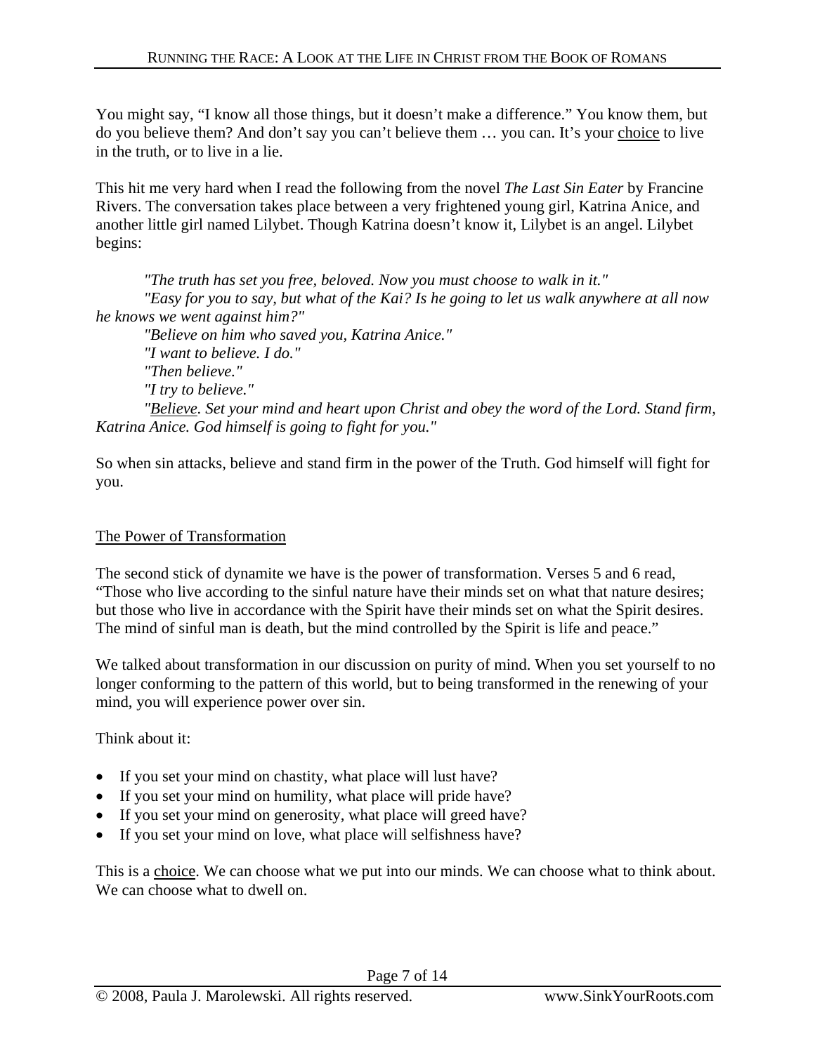You might say, "I know all those things, but it doesn't make a difference." You know them, but do you believe them? And don't say you can't believe them … you can. It's your <u>choice</u> to live in the truth, or to live in a lie.

This hit me very hard when I read the following from the novel *The Last Sin Eater* by Francine Rivers. The conversation takes place between a very frightened young girl, Katrina Anice, and another little girl named Lilybet. Though Katrina doesn't know it, Lilybet is an angel. Lilybet begins:

> *"The truth has set you free, beloved. Now you must choose to walk in it."*
> *"Easy for you to say, but what of the Kai? Is he going to let us walk anywhere at all now he knows we went against him?"*
> *"Believe on him who saved you, Katrina Anice."*
> *"I want to believe. I do."*
> *"Then believe."*
> *"I try to believe."*
> *"<u>Believe</u>. Set your mind and heart upon Christ and obey the word of the Lord. Stand firm, Katrina Anice. God himself is going to fight for you."*

So when sin attacks, believe and stand firm in the power of the Truth. God himself will fight for you.

<u>The Power of Transformation</u>

The second stick of dynamite we have is the power of transformation. Verses 5 and 6 read, "Those who live according to the sinful nature have their minds set on what that nature desires; but those who live in accordance with the Spirit have their minds set on what the Spirit desires. The mind of sinful man is death, but the mind controlled by the Spirit is life and peace."

We talked about transformation in our discussion on purity of mind. When you set yourself to no longer conforming to the pattern of this world, but to being transformed in the renewing of your mind, you will experience power over sin.

Think about it:

- If you set your mind on chastity, what place will lust have?
- If you set your mind on humility, what place will pride have?
- If you set your mind on generosity, what place will greed have?
- If you set your mind on love, what place will selfishness have?

This is a <u>choice</u>. We can choose what we put into our minds. We can choose what to think about. We can choose what to dwell on.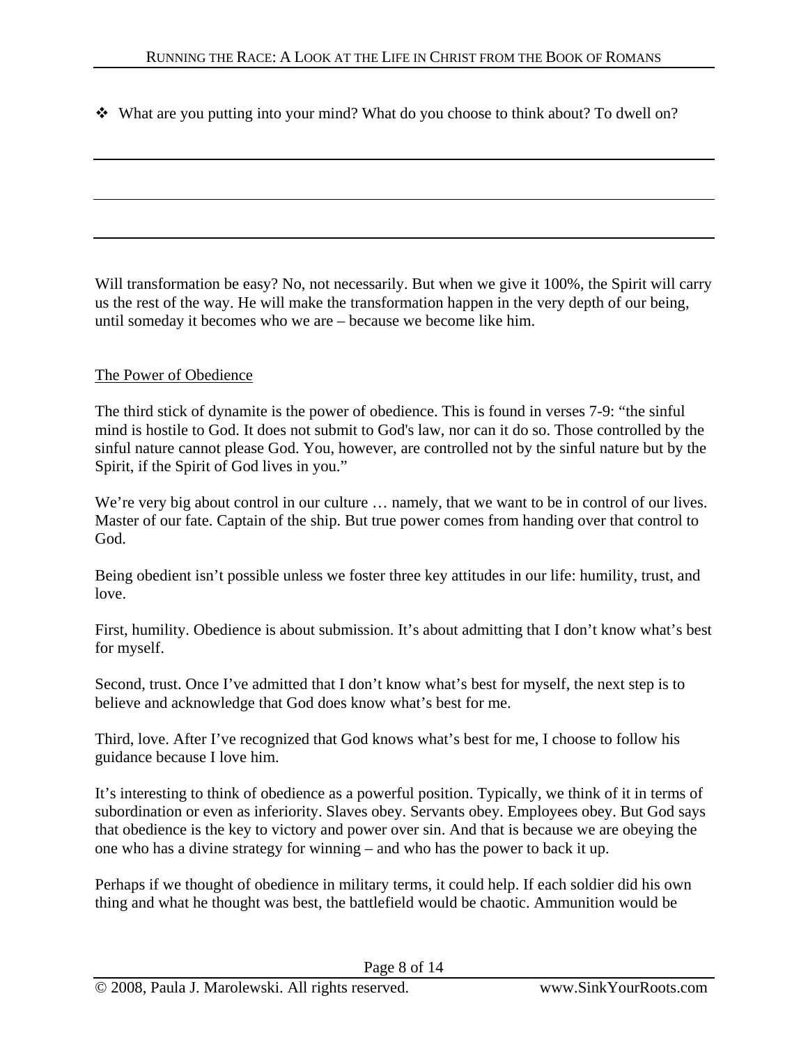- ❖ What are you putting into your mind? What do you choose to think about? To dwell on?

---

---

---

Will transformation be easy? No, not necessarily. But when we give it 100%, the Spirit will carry us the rest of the way. He will make the transformation happen in the very depth of our being, until someday it becomes who we are – because we become like him.

<u>The Power of Obedience</u>

The third stick of dynamite is the power of obedience. This is found in verses 7-9: "the sinful mind is hostile to God. It does not submit to God's law, nor can it do so. Those controlled by the sinful nature cannot please God. You, however, are controlled not by the sinful nature but by the Spirit, if the Spirit of God lives in you."

We're very big about control in our culture … namely, that we want to be in control of our lives. Master of our fate. Captain of the ship. But true power comes from handing over that control to God.

Being obedient isn't possible unless we foster three key attitudes in our life: humility, trust, and love.

First, humility. Obedience is about submission. It's about admitting that I don't know what's best for myself.

Second, trust. Once I've admitted that I don't know what's best for myself, the next step is to believe and acknowledge that God does know what's best for me.

Third, love. After I've recognized that God knows what's best for me, I choose to follow his guidance because I love him.

It's interesting to think of obedience as a powerful position. Typically, we think of it in terms of subordination or even as inferiority. Slaves obey. Servants obey. Employees obey. But God says that obedience is the key to victory and power over sin. And that is because we are obeying the one who has a divine strategy for winning – and who has the power to back it up.

Perhaps if we thought of obedience in military terms, it could help. If each soldier did his own thing and what he thought was best, the battlefield would be chaotic. Ammunition would be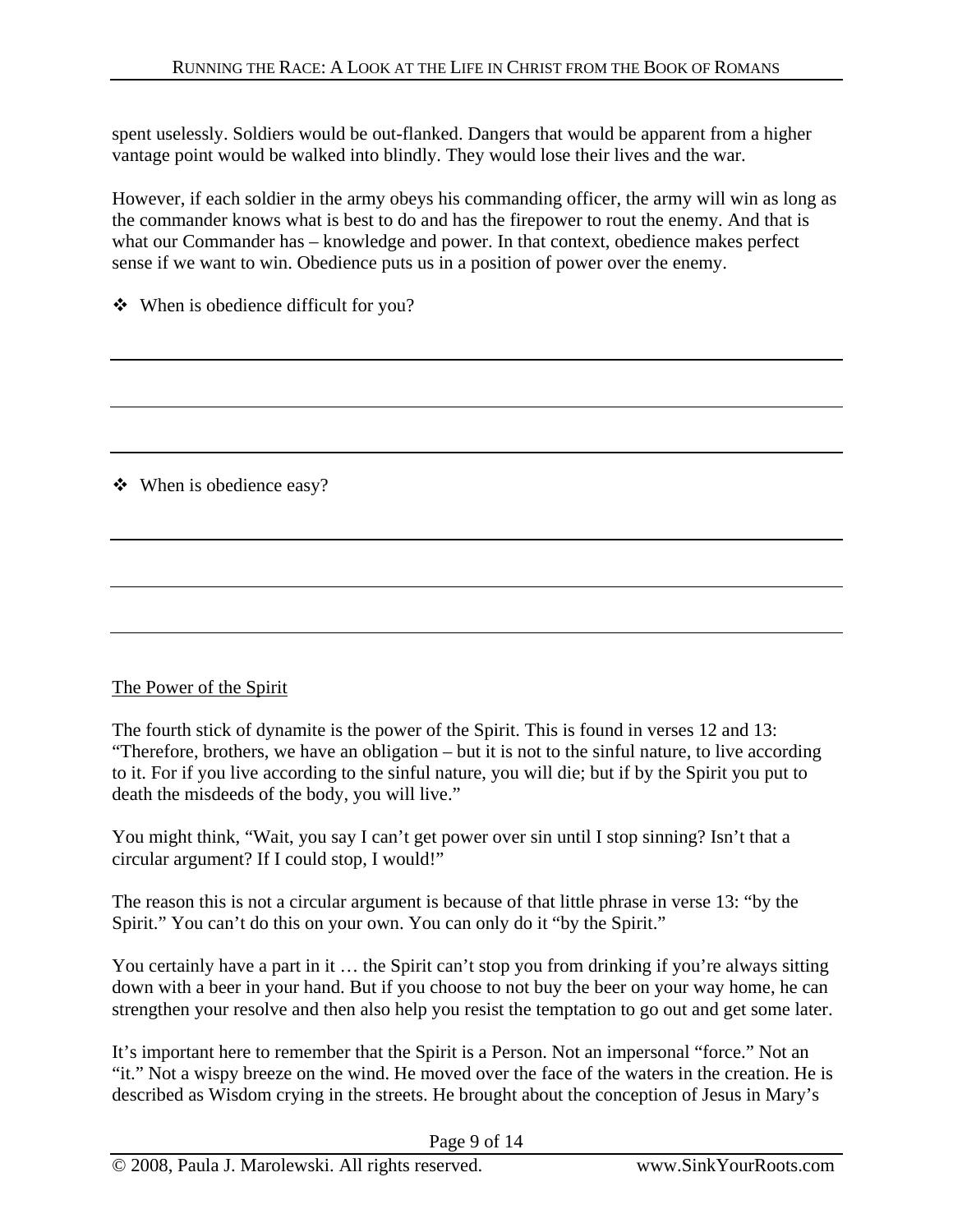spent uselessly. Soldiers would be out-flanked. Dangers that would be apparent from a higher vantage point would be walked into blindly. They would lose their lives and the war.

However, if each soldier in the army obeys his commanding officer, the army will win as long as the commander knows what is best to do and has the firepower to rout the enemy. And that is what our Commander has – knowledge and power. In that context, obedience makes perfect sense if we want to win. Obedience puts us in a position of power over the enemy.

- When is obedience difficult for you?

---

---

---

- When is obedience easy?

---

---

---

<u>The Power of the Spirit</u>

The fourth stick of dynamite is the power of the Spirit. This is found in verses 12 and 13: "Therefore, brothers, we have an obligation – but it is not to the sinful nature, to live according to it. For if you live according to the sinful nature, you will die; but if by the Spirit you put to death the misdeeds of the body, you will live."

You might think, "Wait, you say I can't get power over sin until I stop sinning? Isn't that a circular argument? If I could stop, I would!"

The reason this is not a circular argument is because of that little phrase in verse 13: "by the Spirit." You can't do this on your own. You can only do it "by the Spirit."

You certainly have a part in it … the Spirit can't stop you from drinking if you're always sitting down with a beer in your hand. But if you choose to not buy the beer on your way home, he can strengthen your resolve and then also help you resist the temptation to go out and get some later.

It's important here to remember that the Spirit is a Person. Not an impersonal "force." Not an "it." Not a wispy breeze on the wind. He moved over the face of the waters in the creation. He is described as Wisdom crying in the streets. He brought about the conception of Jesus in Mary's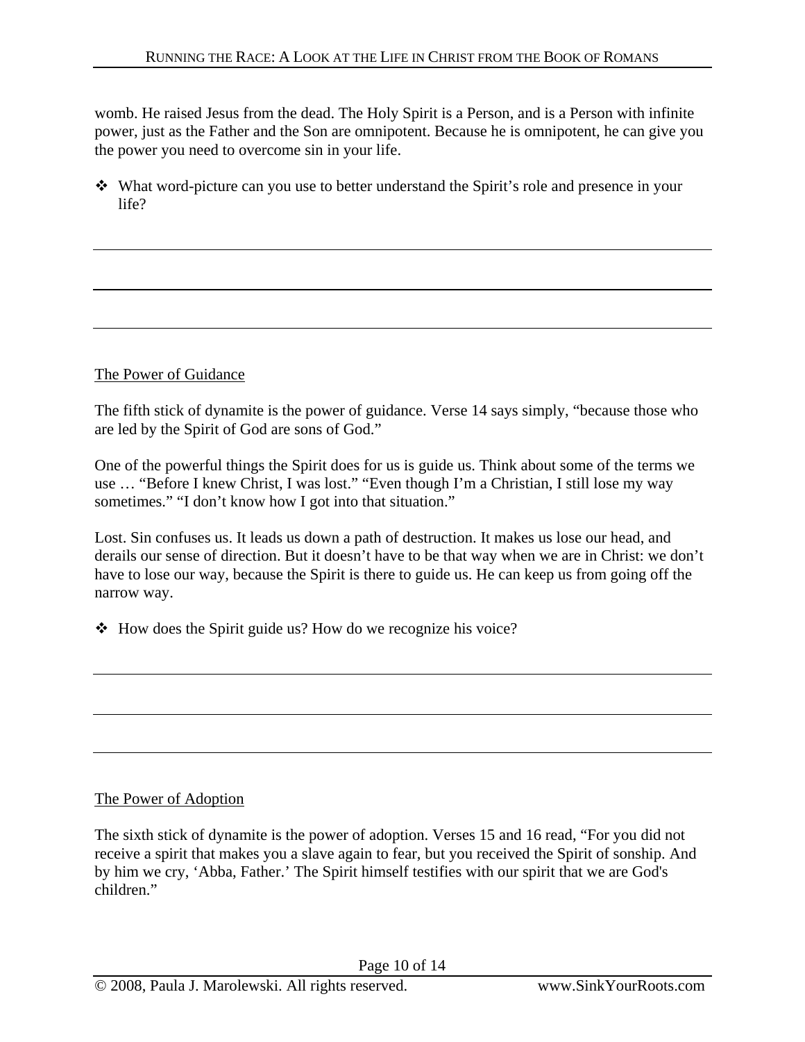womb. He raised Jesus from the dead. The Holy Spirit is a Person, and is a Person with infinite power, just as the Father and the Son are omnipotent. Because he is omnipotent, he can give you the power you need to overcome sin in your life.

- What word-picture can you use to better understand the Spirit's role and presence in your life?

---

---

---

## The Power of Guidance

The fifth stick of dynamite is the power of guidance. Verse 14 says simply, "because those who are led by the Spirit of God are sons of God."

One of the powerful things the Spirit does for us is guide us. Think about some of the terms we use … "Before I knew Christ, I was lost." "Even though I'm a Christian, I still lose my way sometimes." "I don't know how I got into that situation."

Lost. Sin confuses us. It leads us down a path of destruction. It makes us lose our head, and derails our sense of direction. But it doesn't have to be that way when we are in Christ: we don't have to lose our way, because the Spirit is there to guide us. He can keep us from going off the narrow way.

- How does the Spirit guide us? How do we recognize his voice?

---

---

---

## The Power of Adoption

The sixth stick of dynamite is the power of adoption. Verses 15 and 16 read, "For you did not receive a spirit that makes you a slave again to fear, but you received the Spirit of sonship. And by him we cry, 'Abba, Father.' The Spirit himself testifies with our spirit that we are God's children."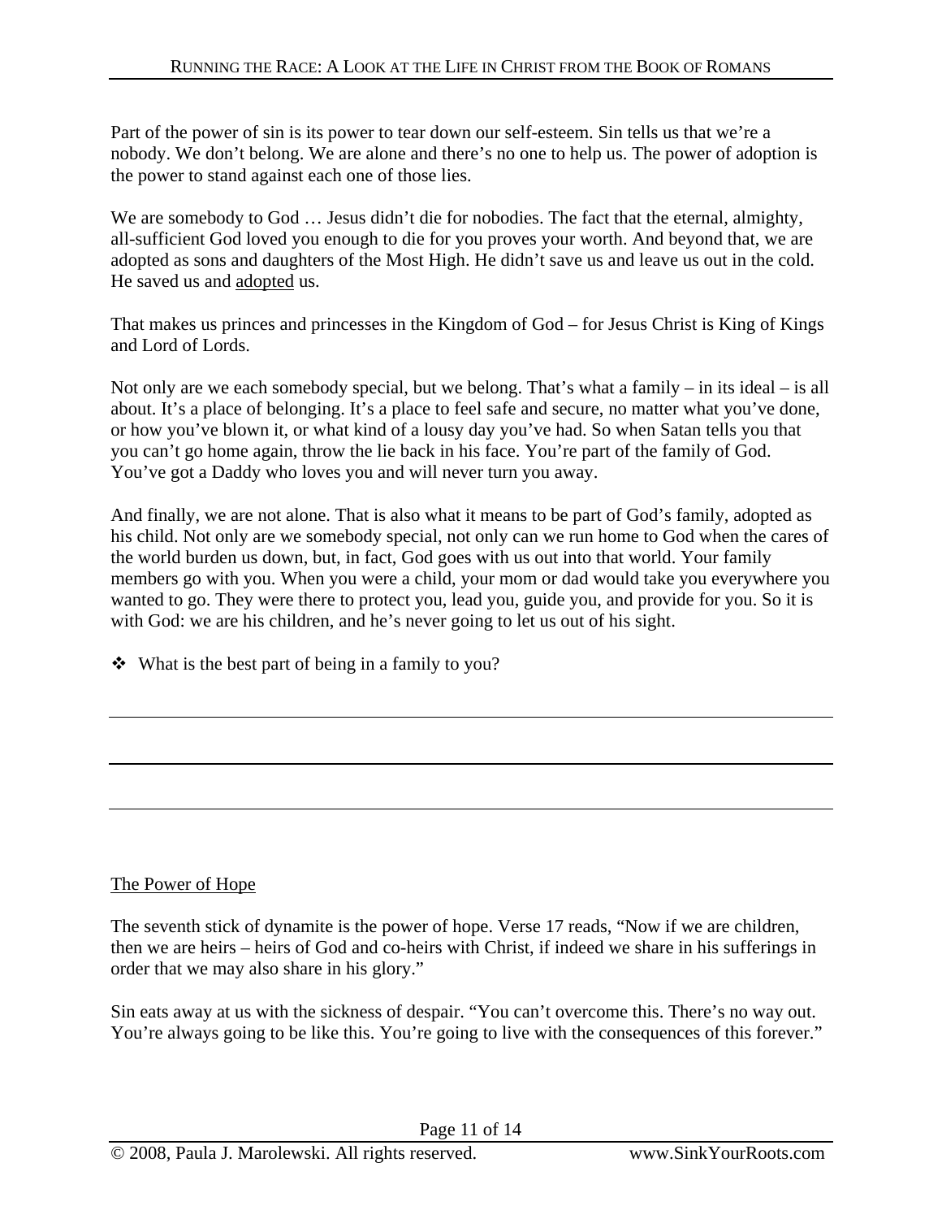Part of the power of sin is its power to tear down our self-esteem. Sin tells us that we're a nobody. We don't belong. We are alone and there's no one to help us. The power of adoption is the power to stand against each one of those lies.

We are somebody to God … Jesus didn't die for nobodies. The fact that the eternal, almighty, all-sufficient God loved you enough to die for you proves your worth. And beyond that, we are adopted as sons and daughters of the Most High. He didn't save us and leave us out in the cold. He saved us and <u>adopted</u> us.

That makes us princes and princesses in the Kingdom of God – for Jesus Christ is King of Kings and Lord of Lords.

Not only are we each somebody special, but we belong. That's what a family – in its ideal – is all about. It's a place of belonging. It's a place to feel safe and secure, no matter what you've done, or how you've blown it, or what kind of a lousy day you've had. So when Satan tells you that you can't go home again, throw the lie back in his face. You're part of the family of God. You've got a Daddy who loves you and will never turn you away.

And finally, we are not alone. That is also what it means to be part of God's family, adopted as his child. Not only are we somebody special, not only can we run home to God when the cares of the world burden us down, but, in fact, God goes with us out into that world. Your family members go with you. When you were a child, your mom or dad would take you everywhere you wanted to go. They were there to protect you, lead you, guide you, and provide for you. So it is with God: we are his children, and he's never going to let us out of his sight.

- What is the best part of being in a family to you?

---

---

---

<u>The Power of Hope</u>

The seventh stick of dynamite is the power of hope. Verse 17 reads, "Now if we are children, then we are heirs – heirs of God and co-heirs with Christ, if indeed we share in his sufferings in order that we may also share in his glory."

Sin eats away at us with the sickness of despair. "You can't overcome this. There's no way out. You're always going to be like this. You're going to live with the consequences of this forever."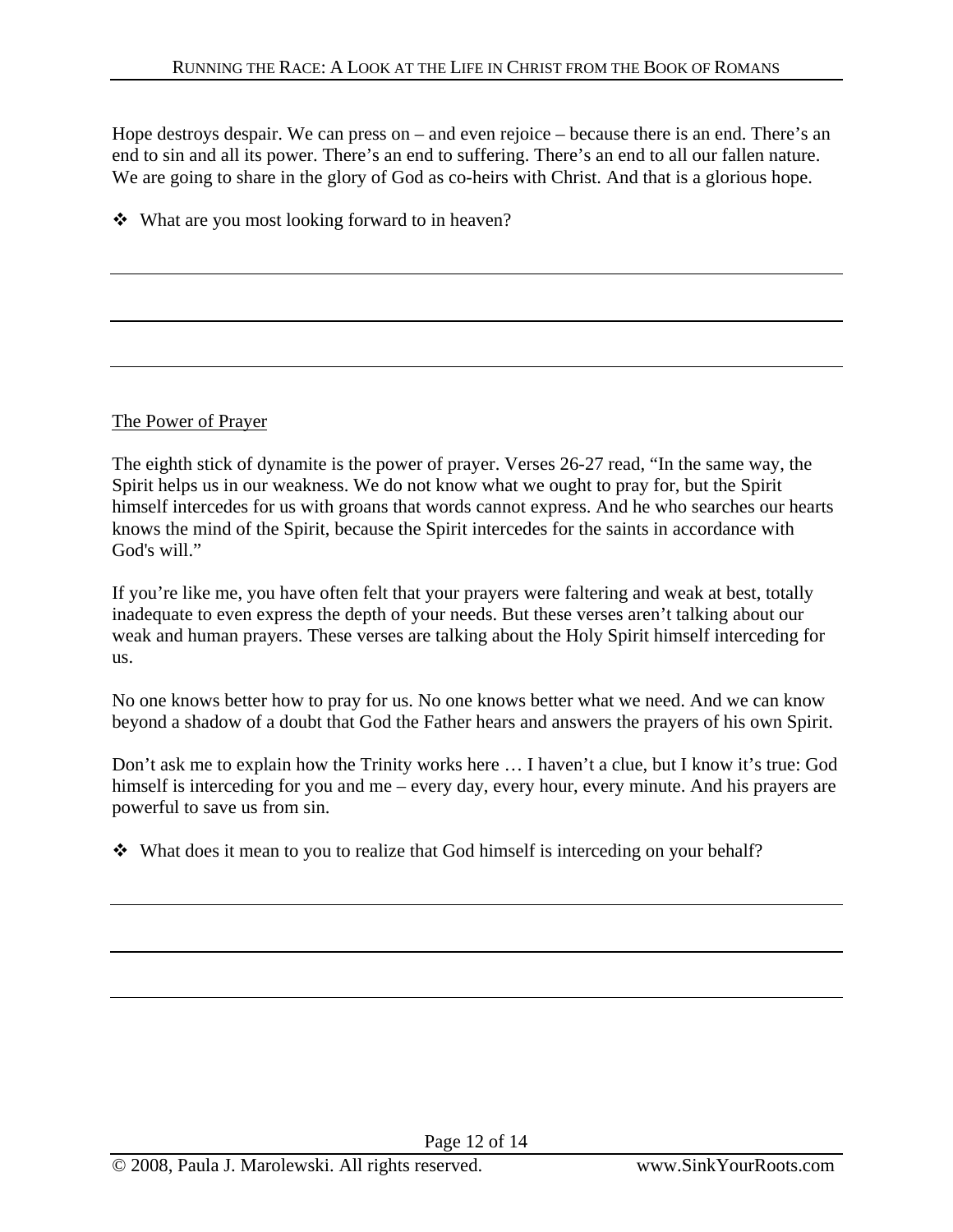Hope destroys despair. We can press on – and even rejoice – because there is an end. There's an end to sin and all its power. There's an end to suffering. There's an end to all our fallen nature. We are going to share in the glory of God as co-heirs with Christ. And that is a glorious hope.

- What are you most looking forward to in heaven?

---

---

---

<u>The Power of Prayer</u>

The eighth stick of dynamite is the power of prayer. Verses 26-27 read, "In the same way, the Spirit helps us in our weakness. We do not know what we ought to pray for, but the Spirit himself intercedes for us with groans that words cannot express. And he who searches our hearts knows the mind of the Spirit, because the Spirit intercedes for the saints in accordance with God's will."

If you're like me, you have often felt that your prayers were faltering and weak at best, totally inadequate to even express the depth of your needs. But these verses aren't talking about our weak and human prayers. These verses are talking about the Holy Spirit himself interceding for us.

No one knows better how to pray for us. No one knows better what we need. And we can know beyond a shadow of a doubt that God the Father hears and answers the prayers of his own Spirit.

Don't ask me to explain how the Trinity works here … I haven't a clue, but I know it's true: God himself is interceding for you and me – every day, every hour, every minute. And his prayers are powerful to save us from sin.

- What does it mean to you to realize that God himself is interceding on your behalf?

---

---

---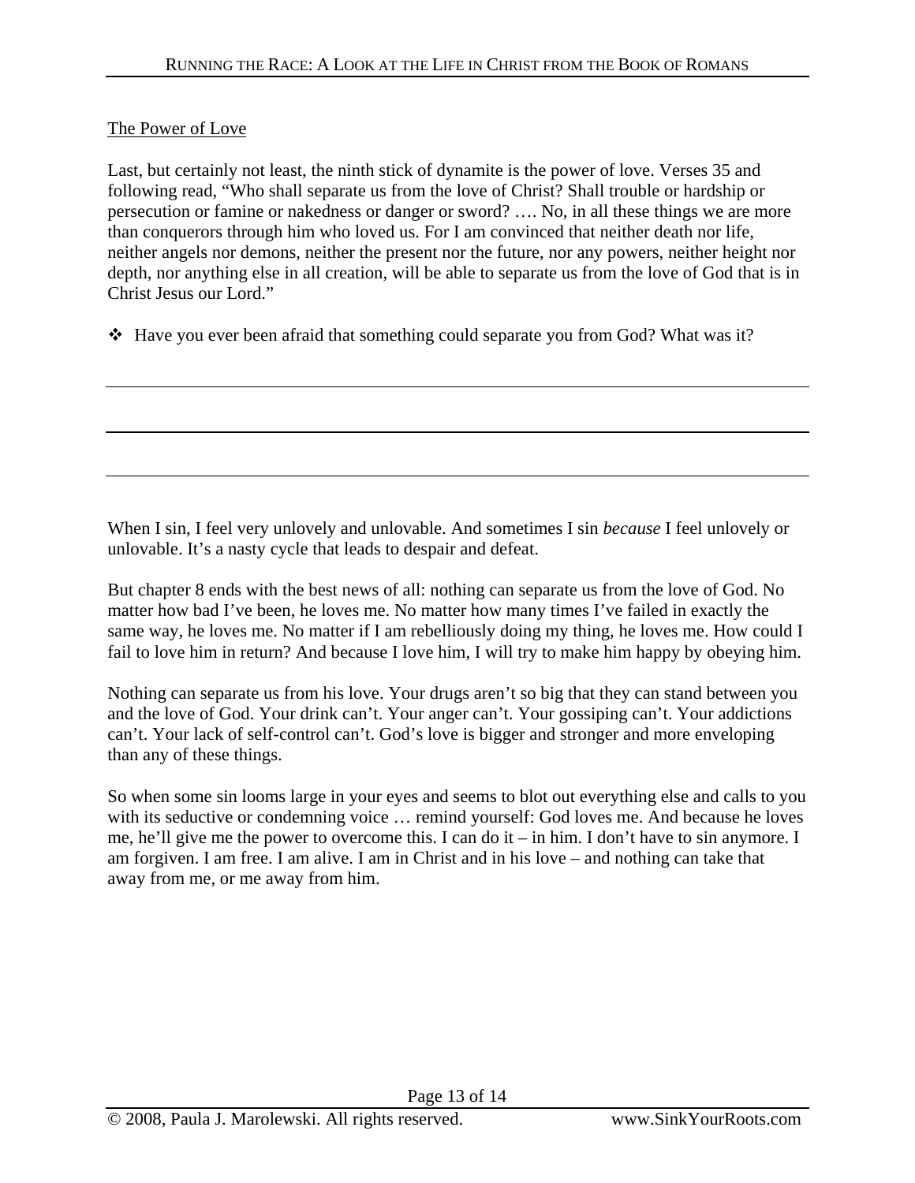## The Power of Love

Last, but certainly not least, the ninth stick of dynamite is the power of love. Verses 35 and following read, "Who shall separate us from the love of Christ? Shall trouble or hardship or persecution or famine or nakedness or danger or sword? …. No, in all these things we are more than conquerors through him who loved us. For I am convinced that neither death nor life, neither angels nor demons, neither the present nor the future, nor any powers, neither height nor depth, nor anything else in all creation, will be able to separate us from the love of God that is in Christ Jesus our Lord."

- Have you ever been afraid that something could separate you from God? What was it?

---

---

---

When I sin, I feel very unlovely and unlovable. And sometimes I sin *because* I feel unlovely or unlovable. It's a nasty cycle that leads to despair and defeat.

But chapter 8 ends with the best news of all: nothing can separate us from the love of God. No matter how bad I've been, he loves me. No matter how many times I've failed in exactly the same way, he loves me. No matter if I am rebelliously doing my thing, he loves me. How could I fail to love him in return? And because I love him, I will try to make him happy by obeying him.

Nothing can separate us from his love. Your drugs aren't so big that they can stand between you and the love of God. Your drink can't. Your anger can't. Your gossiping can't. Your addictions can't. Your lack of self-control can't. God's love is bigger and stronger and more enveloping than any of these things.

So when some sin looms large in your eyes and seems to blot out everything else and calls to you with its seductive or condemning voice … remind yourself: God loves me. And because he loves me, he'll give me the power to overcome this. I can do it – in him. I don't have to sin anymore. I am forgiven. I am free. I am alive. I am in Christ and in his love – and nothing can take that away from me, or me away from him.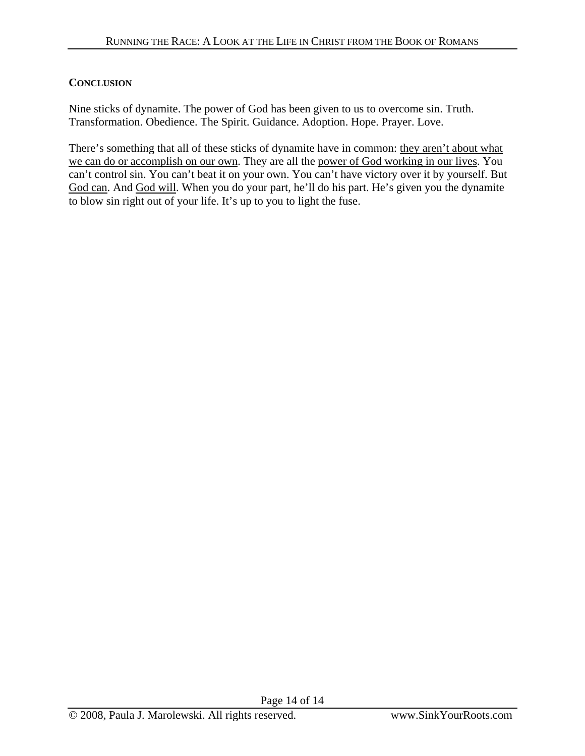## CONCLUSION

Nine sticks of dynamite. The power of God has been given to us to overcome sin. Truth. Transformation. Obedience. The Spirit. Guidance. Adoption. Hope. Prayer. Love.

There's something that all of these sticks of dynamite have in common: <u>they aren't about what we can do or accomplish on our own</u>. They are all the <u>power of God working in our lives</u>. You can't control sin. You can't beat it on your own. You can't have victory over it by yourself. But <u>God can</u>. And <u>God will</u>. When you do your part, he'll do his part. He's given you the dynamite to blow sin right out of your life. It's up to you to light the fuse.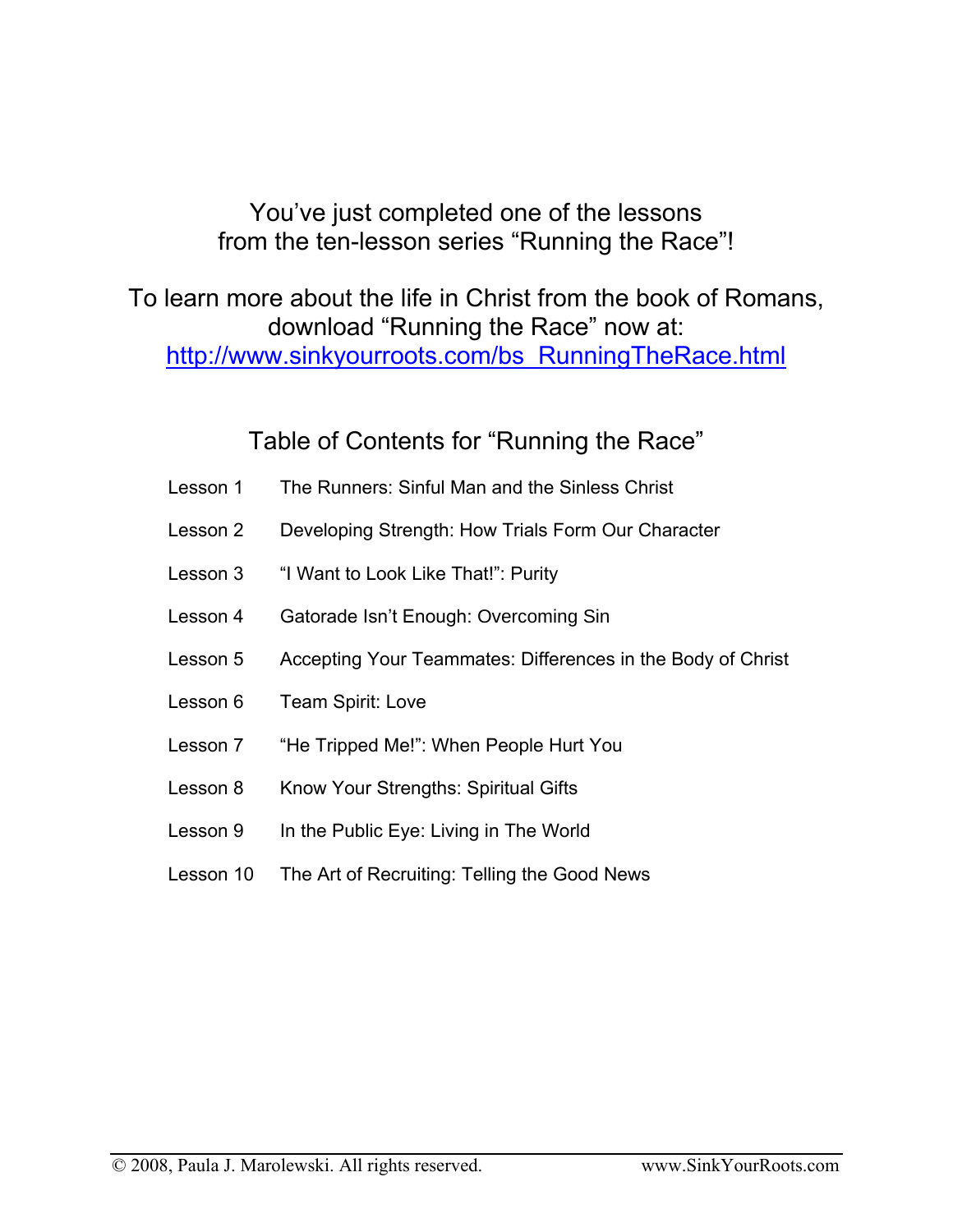You've just completed one of the lessons from the ten-lesson series "Running the Race"!

To learn more about the life in Christ from the book of Romans, download "Running the Race" now at: [http://www.sinkyourroots.com/bs_RunningTheRace.html](http://www.sinkyourroots.com/bs_RunningTheRace.html)

## Table of Contents for "Running the Race"

| | |
|---|---|
| Lesson 1 | The Runners: Sinful Man and the Sinless Christ |
| Lesson 2 | Developing Strength: How Trials Form Our Character |
| Lesson 3 | "I Want to Look Like That!": Purity |
| Lesson 4 | Gatorade Isn't Enough: Overcoming Sin |
| Lesson 5 | Accepting Your Teammates: Differences in the Body of Christ |
| Lesson 6 | Team Spirit: Love |
| Lesson 7 | "He Tripped Me!": When People Hurt You |
| Lesson 8 | Know Your Strengths: Spiritual Gifts |
| Lesson 9 | In the Public Eye: Living in The World |
| Lesson 10 | The Art of Recruiting: Telling the Good News |

© 2008, Paula J. Marolewski. All rights reserved. www.SinkYourRoots.com